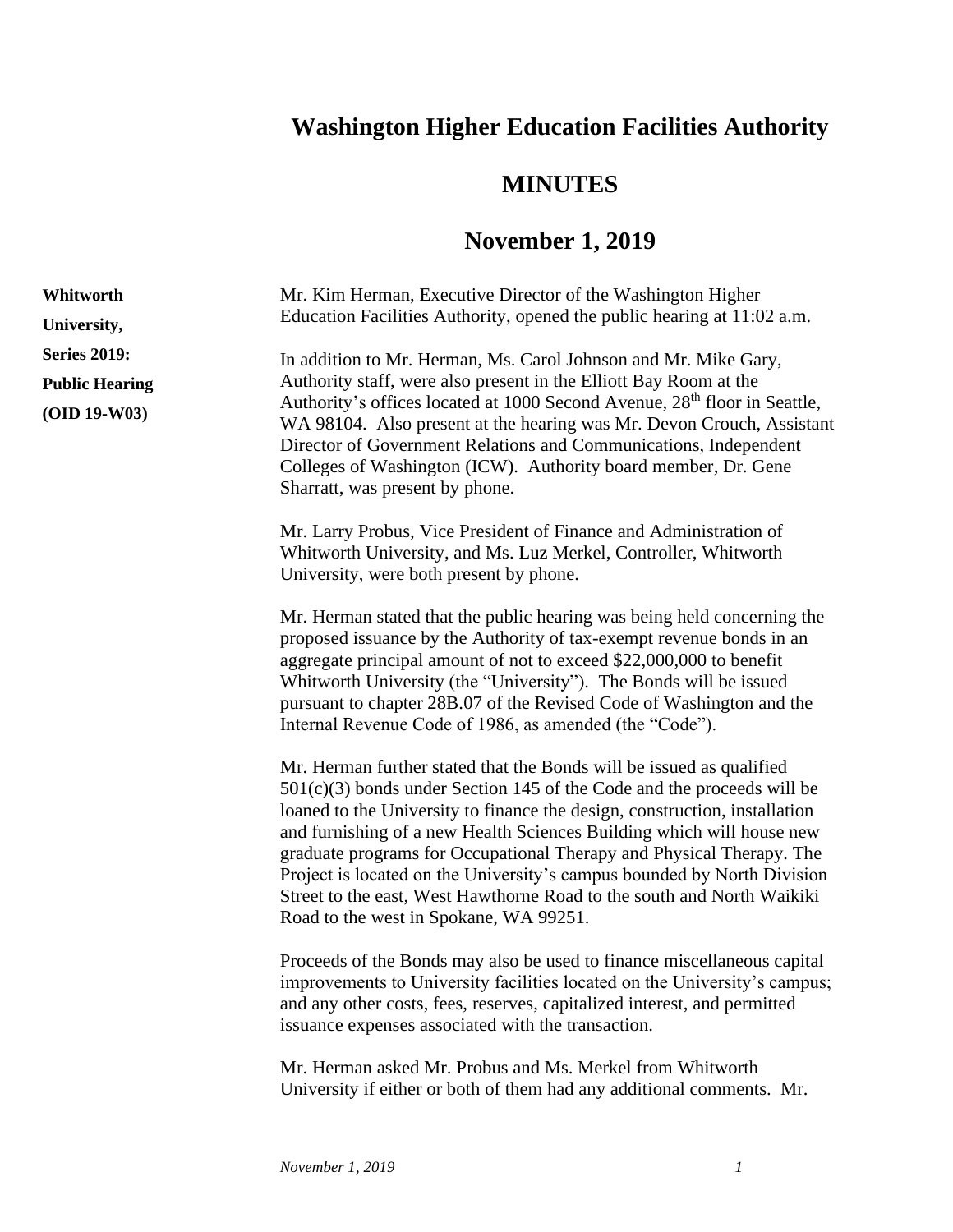# Washington Higher Education Facilities Authority

# MINUTES

# November 1, 2019

**Whitworth University, Series 2019: Public Hearing (OID 19-W03)**

Mr. Kim Herman, Executive Director of the Washington Higher Education Facilities Authority, opened the public hearing at 11:02 a.m.

In addition to Mr. Herman, Ms. Carol Johnson and Mr. Mike Gary, Authority staff, were also present in the Elliott Bay Room at the Authority's offices located at 1000 Second Avenue, 28th floor in Seattle, WA 98104. Also present at the hearing was Mr. Devon Crouch, Assistant Director of Government Relations and Communications, Independent Colleges of Washington (ICW). Authority board member, Dr. Gene Sharratt, was present by phone.

Mr. Larry Probus, Vice President of Finance and Administration of Whitworth University, and Ms. Luz Merkel, Controller, Whitworth University, were both present by phone.

Mr. Herman stated that the public hearing was being held concerning the proposed issuance by the Authority of tax-exempt revenue bonds in an aggregate principal amount of not to exceed $22,000,000 to benefit Whitworth University (the "University"). The Bonds will be issued pursuant to chapter 28B.07 of the Revised Code of Washington and the Internal Revenue Code of 1986, as amended (the "Code").

Mr. Herman further stated that the Bonds will be issued as qualified 501(c)(3) bonds under Section 145 of the Code and the proceeds will be loaned to the University to finance the design, construction, installation and furnishing of a new Health Sciences Building which will house new graduate programs for Occupational Therapy and Physical Therapy. The Project is located on the University's campus bounded by North Division Street to the east, West Hawthorne Road to the south and North Waikiki Road to the west in Spokane, WA 99251.

Proceeds of the Bonds may also be used to finance miscellaneous capital improvements to University facilities located on the University's campus; and any other costs, fees, reserves, capitalized interest, and permitted issuance expenses associated with the transaction.

Mr. Herman asked Mr. Probus and Ms. Merkel from Whitworth University if either or both of them had any additional comments. Mr.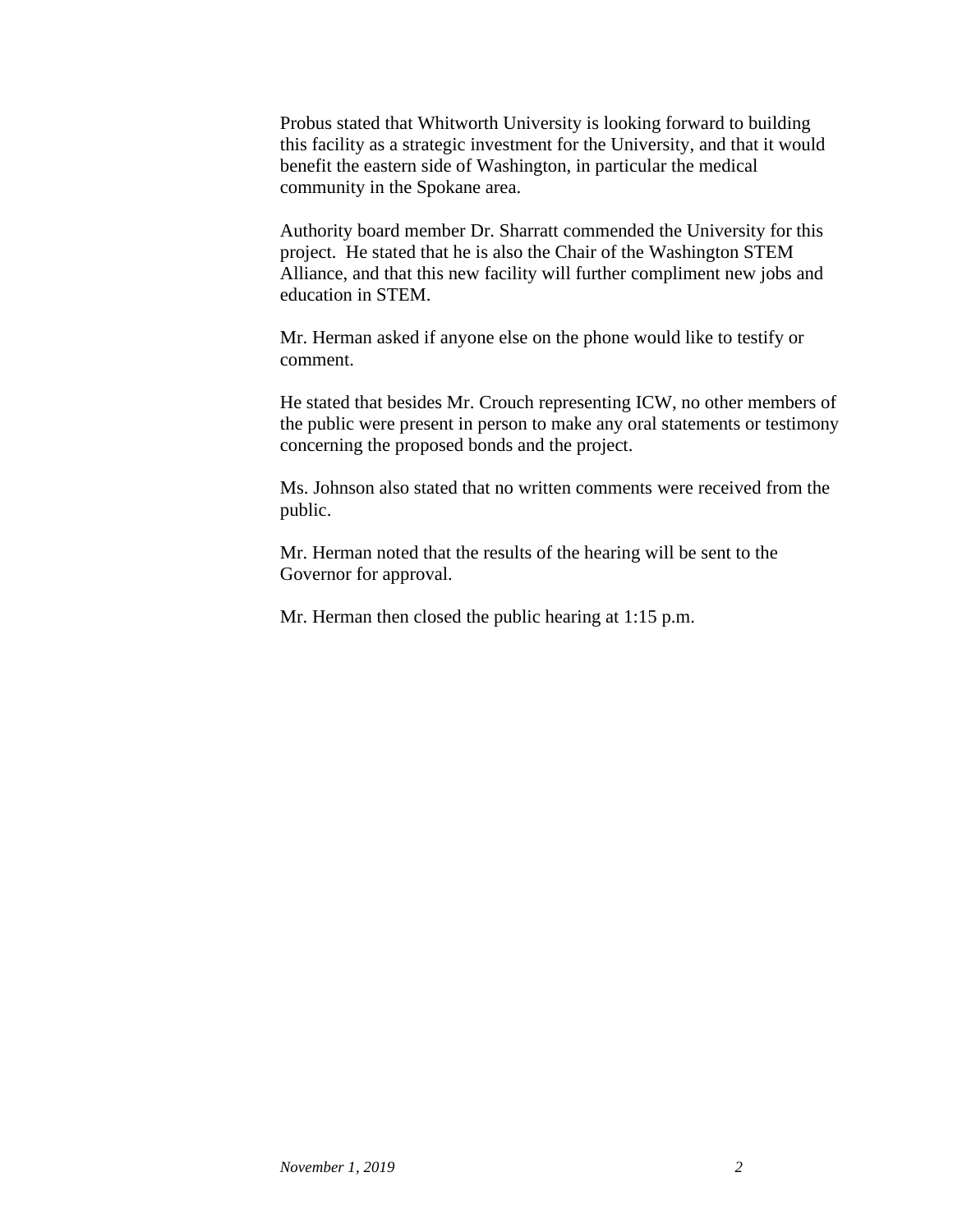Probus stated that Whitworth University is looking forward to building this facility as a strategic investment for the University, and that it would benefit the eastern side of Washington, in particular the medical community in the Spokane area.

Authority board member Dr. Sharratt commended the University for this project. He stated that he is also the Chair of the Washington STEM Alliance, and that this new facility will further compliment new jobs and education in STEM.

Mr. Herman asked if anyone else on the phone would like to testify or comment.

He stated that besides Mr. Crouch representing ICW, no other members of the public were present in person to make any oral statements or testimony concerning the proposed bonds and the project.

Ms. Johnson also stated that no written comments were received from the public.

Mr. Herman noted that the results of the hearing will be sent to the Governor for approval.

Mr. Herman then closed the public hearing at 1:15 p.m.